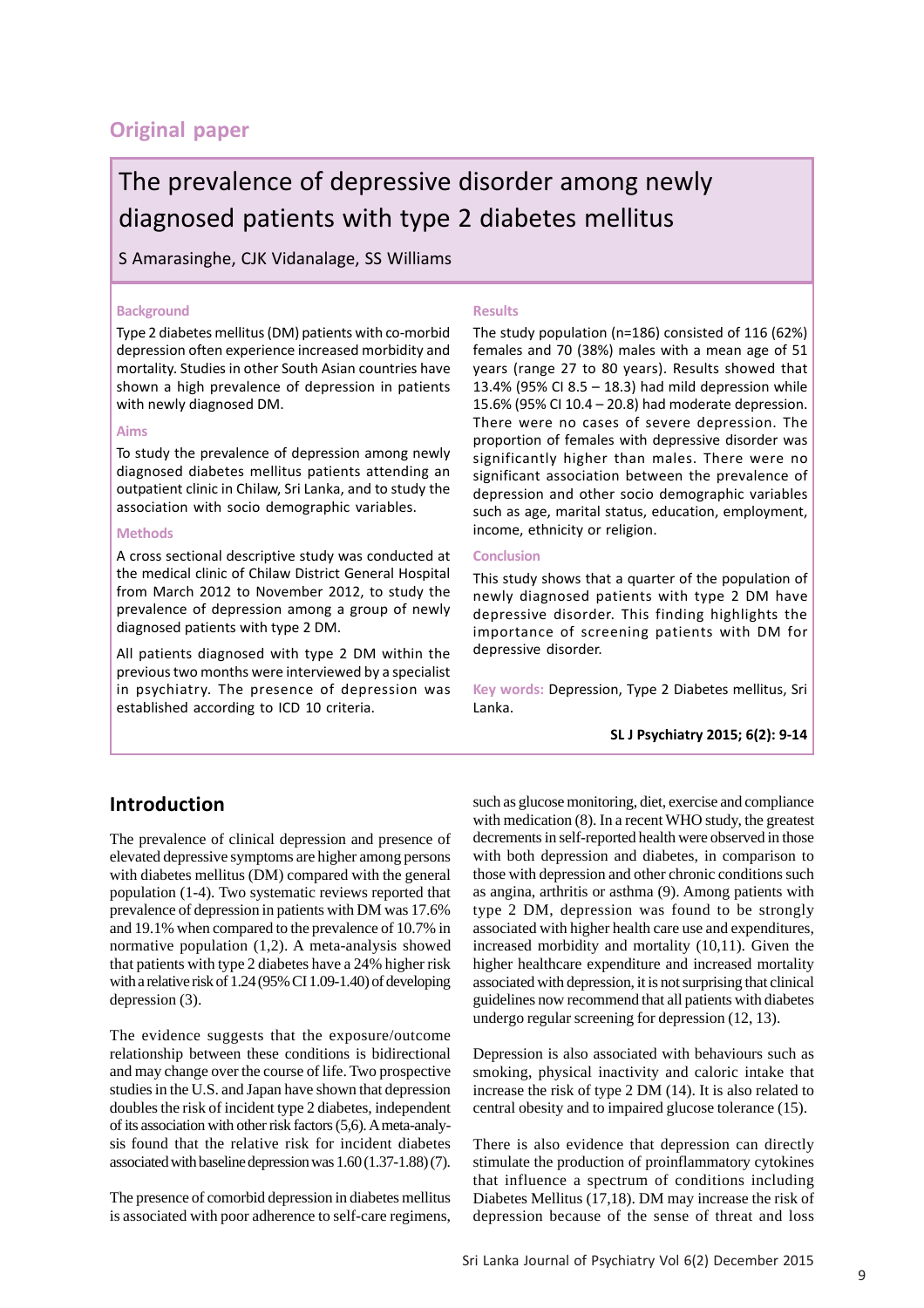**Original paper**

# The prevalence of depressive disorder among newly diagnosed patients with type 2 diabetes mellitus

S Amarasinghe, CJK Vidanalage, SS Williams

### Background

Type 2 diabetes mellitus (DM) patients with co-morbid depression often experience increased morbidity and mortality. Studies in other South Asian countries have shown a high prevalence of depression in patients with newly diagnosed DM.

### Aims

To study the prevalence of depression among newly diagnosed diabetes mellitus patients attending an outpatient clinic in Chilaw, Sri Lanka, and to study the association with socio demographic variables.

### Methods

A cross sectional descriptive study was conducted at the medical clinic of Chilaw District General Hospital from March 2012 to November 2012, to study the prevalence of depression among a group of newly diagnosed patients with type 2 DM.

All patients diagnosed with type 2 DM within the previous two months were interviewed by a specialist in psychiatry. The presence of depression was established according to ICD 10 criteria.

### Results

The study population (n=186) consisted of 116 (62%) females and 70 (38%) males with a mean age of 51 years (range 27 to 80 years). Results showed that 13.4% (95% CI 8.5 – 18.3) had mild depression while 15.6% (95% CI 10.4 – 20.8) had moderate depression. There were no cases of severe depression. The proportion of females with depressive disorder was significantly higher than males. There were no significant association between the prevalence of depression and other socio demographic variables such as age, marital status, education, employment, income, ethnicity or religion.

### Conclusion

This study shows that a quarter of the population of newly diagnosed patients with type 2 DM have depressive disorder. This finding highlights the importance of screening patients with DM for depressive disorder.

**Key words:** Depression, Type 2 Diabetes mellitus, Sri Lanka.

## Introduction

The prevalence of clinical depression and presence of elevated depressive symptoms are higher among persons with diabetes mellitus (DM) compared with the general population (1-4). Two systematic reviews reported that prevalence of depression in patients with DM was 17.6% and 19.1% when compared to the prevalence of 10.7% in normative population (1,2). A meta-analysis showed that patients with type 2 diabetes have a 24% higher risk with a relative risk of 1.24 (95% CI 1.09-1.40) of developing depression (3).

The evidence suggests that the exposure/outcome relationship between these conditions is bidirectional and may change over the course of life. Two prospective studies in the U.S. and Japan have shown that depression doubles the risk of incident type 2 diabetes, independent of its association with other risk factors (5,6). A meta-analysis found that the relative risk for incident diabetes associated with baseline depression was 1.60 (1.37-1.88) (7).

The presence of comorbid depression in diabetes mellitus is associated with poor adherence to self-care regimens, such as glucose monitoring, diet, exercise and compliance with medication (8). In a recent WHO study, the greatest decrements in self-reported health were observed in those with both depression and diabetes, in comparison to those with depression and other chronic conditions such as angina, arthritis or asthma (9). Among patients with type 2 DM, depression was found to be strongly associated with higher health care use and expenditures, increased morbidity and mortality (10,11). Given the higher healthcare expenditure and increased mortality associated with depression, it is not surprising that clinical guidelines now recommend that all patients with diabetes undergo regular screening for depression (12, 13).

Depression is also associated with behaviours such as smoking, physical inactivity and caloric intake that increase the risk of type 2 DM (14). It is also related to central obesity and to impaired glucose tolerance (15).

There is also evidence that depression can directly stimulate the production of proinflammatory cytokines that influence a spectrum of conditions including Diabetes Mellitus (17,18). DM may increase the risk of depression because of the sense of threat and loss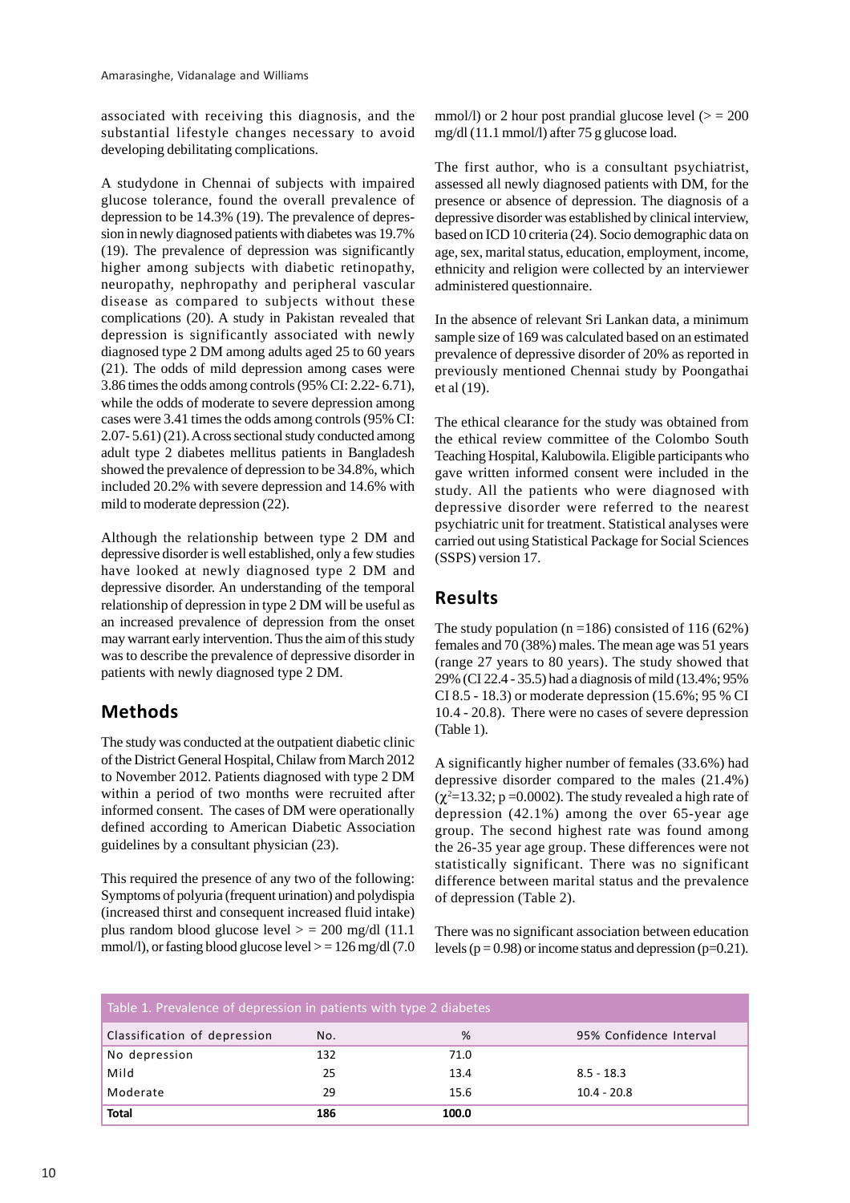associated with receiving this diagnosis, and the substantial lifestyle changes necessary to avoid developing debilitating complications.

A studydone in Chennai of subjects with impaired glucose tolerance, found the overall prevalence of depression to be 14.3% (19). The prevalence of depression in newly diagnosed patients with diabetes was 19.7% (19). The prevalence of depression was significantly higher among subjects with diabetic retinopathy, neuropathy, nephropathy and peripheral vascular disease as compared to subjects without these complications (20). A study in Pakistan revealed that depression is significantly associated with newly diagnosed type 2 DM among adults aged 25 to 60 years (21). The odds of mild depression among cases were 3.86 times the odds among controls (95% CI: 2.22- 6.71), while the odds of moderate to severe depression among cases were 3.41 times the odds among controls (95% CI: 2.07- 5.61) (21). A cross sectional study conducted among adult type 2 diabetes mellitus patients in Bangladesh showed the prevalence of depression to be 34.8%, which included 20.2% with severe depression and 14.6% with mild to moderate depression (22).

Although the relationship between type 2 DM and depressive disorder is well established, only a few studies have looked at newly diagnosed type 2 DM and depressive disorder. An understanding of the temporal relationship of depression in type 2 DM will be useful as an increased prevalence of depression from the onset may warrant early intervention. Thus the aim of this study was to describe the prevalence of depressive disorder in patients with newly diagnosed type 2 DM.

## Methods

The study was conducted at the outpatient diabetic clinic of the District General Hospital, Chilaw from March 2012 to November 2012. Patients diagnosed with type 2 DM within a period of two months were recruited after informed consent. The cases of DM were operationally defined according to American Diabetic Association guidelines by a consultant physician (23).

This required the presence of any two of the following: Symptoms of polyuria (frequent urination) and polydispia (increased thirst and consequent increased fluid intake) plus random blood glucose level > = 200 mg/dl (11.1 mmol/l), or fasting blood glucose level > = 126 mg/dl (7.0 mmol/l) or 2 hour post prandial glucose level (> = 200 mg/dl (11.1 mmol/l) after 75 g glucose load.

The first author, who is a consultant psychiatrist, assessed all newly diagnosed patients with DM, for the presence or absence of depression. The diagnosis of a depressive disorder was established by clinical interview, based on ICD 10 criteria (24). Socio demographic data on age, sex, marital status, education, employment, income, ethnicity and religion were collected by an interviewer administered questionnaire.

In the absence of relevant Sri Lankan data, a minimum sample size of 169 was calculated based on an estimated prevalence of depressive disorder of 20% as reported in previously mentioned Chennai study by Poongathai et al (19).

The ethical clearance for the study was obtained from the ethical review committee of the Colombo South Teaching Hospital, Kalubowila. Eligible participants who gave written informed consent were included in the study. All the patients who were diagnosed with depressive disorder were referred to the nearest psychiatric unit for treatment. Statistical analyses were carried out using Statistical Package for Social Sciences (SSPS) version 17.

## Results

The study population (n =186) consisted of 116 (62%) females and 70 (38%) males. The mean age was 51 years (range 27 years to 80 years). The study showed that 29% (CI 22.4 - 35.5) had a diagnosis of mild (13.4%; 95% CI 8.5 - 18.3) or moderate depression (15.6%; 95 % CI 10.4 - 20.8). There were no cases of severe depression (Table 1).

A significantly higher number of females (33.6%) had depressive disorder compared to the males (21.4%) ($\chi^2$=13.32; p =0.0002). The study revealed a high rate of depression (42.1%) among the over 65-year age group. The second highest rate was found among the 26-35 year age group. These differences were not statistically significant. There was no significant difference between marital status and the prevalence of depression (Table 2).

There was no significant association between education levels (p = 0.98) or income status and depression (p=0.21).

Table 1. Prevalence of depression in patients with type 2 diabetes

| Classification of depression | No. | % | 95% Confidence Interval |
|---|---|---|---|
| No depression | 132 | 71.0 | |
| Mild | 25 | 13.4 | 8.5 - 18.3 |
| Moderate | 29 | 15.6 | 10.4 - 20.8 |
| **Total** | **186** | **100.0** | |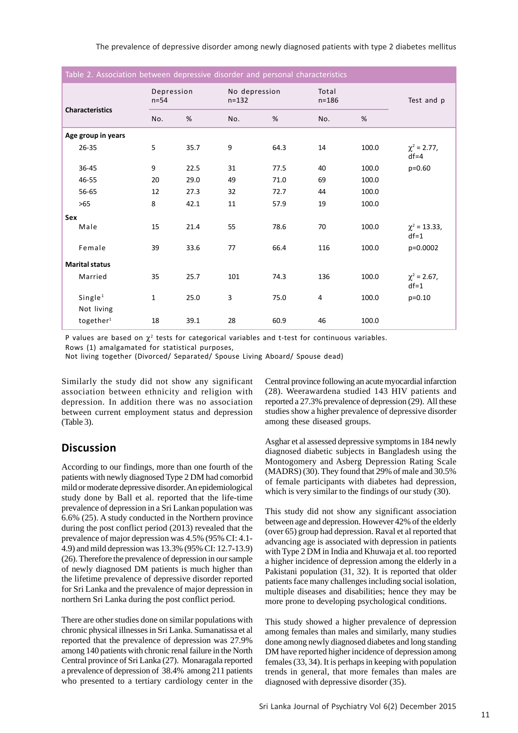Table 2. Association between depressive disorder and personal characteristics

| Characteristics | Depression n=54 | | No depression n=132 | | Total n=186 | | Test and p |
|---|---|---|---|---|---|---|---|
| | No. | % | No. | % | No. | % | |
| **Age group in years** | | | | | | | |
| 26-35 | 5 | 35.7 | 9 | 64.3 | 14 | 100.0 | $\chi^2 = 2.77$, df=4 |
| 36-45 | 9 | 22.5 | 31 | 77.5 | 40 | 100.0 | p=0.60 |
| 46-55 | 20 | 29.0 | 49 | 71.0 | 69 | 100.0 | |
| 56-65 | 12 | 27.3 | 32 | 72.7 | 44 | 100.0 | |
| >65 | 8 | 42.1 | 11 | 57.9 | 19 | 100.0 | |
| **Sex** | | | | | | | |
| Male | 15 | 21.4 | 55 | 78.6 | 70 | 100.0 | $\chi^2 = 13.33$, df=1 |
| Female | 39 | 33.6 | 77 | 66.4 | 116 | 100.0 | p=0.0002 |
| **Marital status** | | | | | | | |
| Married | 35 | 25.7 | 101 | 74.3 | 136 | 100.0 | $\chi^2 = 2.67$, df=1 |
| Single[1] | 1 | 25.0 | 3 | 75.0 | 4 | 100.0 | p=0.10 |
| Not living together[1] | 18 | 39.1 | 28 | 60.9 | 46 | 100.0 | |

P values are based on $\chi^2$ tests for categorical variables and t-test for continuous variables.
Rows (1) amalgamated for statistical purposes,
Not living together (Divorced/ Separated/ Spouse Living Aboard/ Spouse dead)

Similarly the study did not show any significant association between ethnicity and religion with depression. In addition there was no association between current employment status and depression (Table 3).

## Discussion

According to our findings, more than one fourth of the patients with newly diagnosed Type 2 DM had comorbid mild or moderate depressive disorder. An epidemiological study done by Ball et al. reported that the life-time prevalence of depression in a Sri Lankan population was 6.6% (25). A study conducted in the Northern province during the post conflict period (2013) revealed that the prevalence of major depression was 4.5% (95% CI: 4.1-4.9) and mild depression was 13.3% (95% CI: 12.7-13.9) (26). Therefore the prevalence of depression in our sample of newly diagnosed DM patients is much higher than the lifetime prevalence of depressive disorder reported for Sri Lanka and the prevalence of major depression in northern Sri Lanka during the post conflict period.

There are other studies done on similar populations with chronic physical illnesses in Sri Lanka. Sumanatissa et al reported that the prevalence of depression was 27.9% among 140 patients with chronic renal failure in the North Central province of Sri Lanka (27). Monaragala reported a prevalence of depression of 38.4% among 211 patients who presented to a tertiary cardiology center in the Central province following an acute myocardial infarction (28). Weerawardena studied 143 HIV patients and reported a 27.3% prevalence of depression (29). All these studies show a higher prevalence of depressive disorder among these diseased groups.

Asghar et al assessed depressive symptoms in 184 newly diagnosed diabetic subjects in Bangladesh using the Montogomery and Asberg Depression Rating Scale (MADRS) (30). They found that 29% of male and 30.5% of female participants with diabetes had depression, which is very similar to the findings of our study (30).

This study did not show any significant association between age and depression. However 42% of the elderly (over 65) group had depression. Raval et al reported that advancing age is associated with depression in patients with Type 2 DM in India and Khuwaja et al. too reported a higher incidence of depression among the elderly in a Pakistani population (31, 32). It is reported that older patients face many challenges including social isolation, multiple diseases and disabilities; hence they may be more prone to developing psychological conditions.

This study showed a higher prevalence of depression among females than males and similarly, many studies done among newly diagnosed diabetes and long standing DM have reported higher incidence of depression among females (33, 34). It is perhaps in keeping with population trends in general, that more females than males are diagnosed with depressive disorder (35).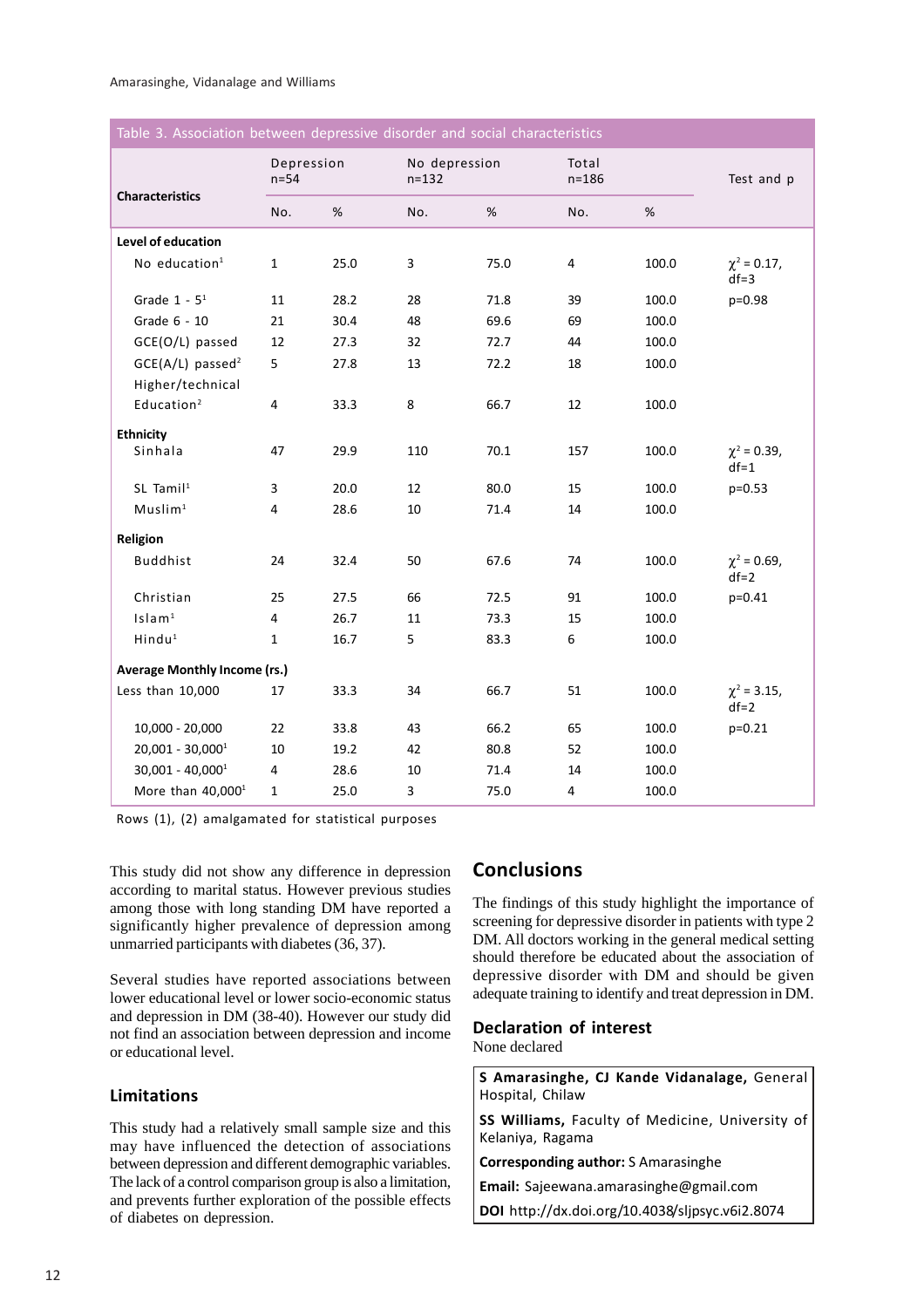Table 3. Association between depressive disorder and social characteristics

| Characteristics | Depression n=54 | | No depression n=132 | | Total n=186 | | Test and p |
|---|---|---|---|---|---|---|---|
| | No. | % | No. | % | No. | % | |
| **Level of education** | | | | | | | |
| No education[1] | 1 | 25.0 | 3 | 75.0 | 4 | 100.0 | $\chi^2 = 0.17$, df=3 |
| Grade 1 - 5[1] | 11 | 28.2 | 28 | 71.8 | 39 | 100.0 | p=0.98 |
| Grade 6 - 10 | 21 | 30.4 | 48 | 69.6 | 69 | 100.0 | |
| GCE(O/L) passed | 12 | 27.3 | 32 | 72.7 | 44 | 100.0 | |
| GCE(A/L) passed[2] | 5 | 27.8 | 13 | 72.2 | 18 | 100.0 | |
| Higher/technical Education[2] | 4 | 33.3 | 8 | 66.7 | 12 | 100.0 | |
| **Ethnicity** | | | | | | | |
| Sinhala | 47 | 29.9 | 110 | 70.1 | 157 | 100.0 | $\chi^2 = 0.39$, df=1 |
| SL Tamil[1] | 3 | 20.0 | 12 | 80.0 | 15 | 100.0 | p=0.53 |
| Muslim[1] | 4 | 28.6 | 10 | 71.4 | 14 | 100.0 | |
| **Religion** | | | | | | | |
| Buddhist | 24 | 32.4 | 50 | 67.6 | 74 | 100.0 | $\chi^2 = 0.69$, df=2 |
| Christian | 25 | 27.5 | 66 | 72.5 | 91 | 100.0 | p=0.41 |
| Islam[1] | 4 | 26.7 | 11 | 73.3 | 15 | 100.0 | |
| Hindu[1] | 1 | 16.7 | 5 | 83.3 | 6 | 100.0 | |
| **Average Monthly Income (rs.)** | | | | | | | |
| Less than 10,000 | 17 | 33.3 | 34 | 66.7 | 51 | 100.0 | $\chi^2 = 3.15$, df=2 |
| 10,000 - 20,000 | 22 | 33.8 | 43 | 66.2 | 65 | 100.0 | p=0.21 |
| 20,001 - 30,000[1] | 10 | 19.2 | 42 | 80.8 | 52 | 100.0 | |
| 30,001 - 40,000[1] | 4 | 28.6 | 10 | 71.4 | 14 | 100.0 | |
| More than 40,000[1] | 1 | 25.0 | 3 | 75.0 | 4 | 100.0 | |

Rows (1), (2) amalgamated for statistical purposes

This study did not show any difference in depression according to marital status. However previous studies among those with long standing DM have reported a significantly higher prevalence of depression among unmarried participants with diabetes (36, 37).

Several studies have reported associations between lower educational level or lower socio-economic status and depression in DM (38-40). However our study did not find an association between depression and income or educational level.

### Limitations

This study had a relatively small sample size and this may have influenced the detection of associations between depression and different demographic variables. The lack of a control comparison group is also a limitation, and prevents further exploration of the possible effects of diabetes on depression.

## Conclusions

The findings of this study highlight the importance of screening for depressive disorder in patients with type 2 DM. All doctors working in the general medical setting should therefore be educated about the association of depressive disorder with DM and should be given adequate training to identify and treat depression in DM.

### Declaration of interest

None declared

**S Amarasinghe, CJ Kande Vidanalage,** General Hospital, Chilaw

**SS Williams,** Faculty of Medicine, University of Kelaniya, Ragama

**Corresponding author:** S Amarasinghe

**Email:** Sajeewana.amarasinghe@gmail.com

**DOI** http://dx.doi.org/10.4038/sljpsyc.v6i2.8074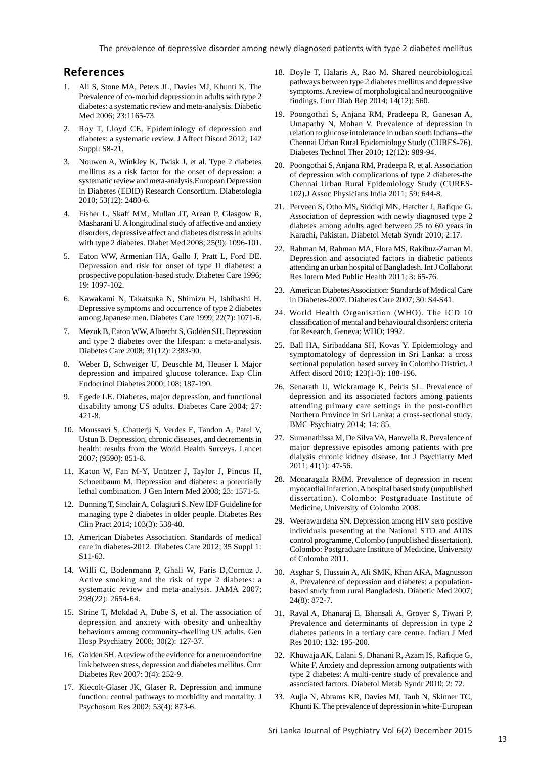## References

1. Ali S, Stone MA, Peters JL, Davies MJ, Khunti K. The Prevalence of co-morbid depression in adults with type 2 diabetes: a systematic review and meta-analysis. Diabetic Med 2006; 23:1165-73.
2. Roy T, Lloyd CE. Epidemiology of depression and diabetes: a systematic review. J Affect Disord 2012; 142 Suppl: S8-21.
3. Nouwen A, Winkley K, Twisk J, et al. Type 2 diabetes mellitus as a risk factor for the onset of depression: a systematic review and meta-analysis.European Depression in Diabetes (EDID) Research Consortium. Diabetologia 2010; 53(12): 2480-6.
4. Fisher L, Skaff MM, Mullan JT, Arean P, Glasgow R, Masharani U. A longitudinal study of affective and anxiety disorders, depressive affect and diabetes distress in adults with type 2 diabetes. Diabet Med 2008; 25(9): 1096-101.
5. Eaton WW, Armenian HA, Gallo J, Pratt L, Ford DE. Depression and risk for onset of type II diabetes: a prospective population-based study. Diabetes Care 1996; 19: 1097-102.
6. Kawakami N, Takatsuka N, Shimizu H, Ishibashi H. Depressive symptoms and occurrence of type 2 diabetes among Japanese men. Diabetes Care 1999; 22(7): 1071-6.
7. Mezuk B, Eaton WW, Albrecht S, Golden SH. Depression and type 2 diabetes over the lifespan: a meta-analysis. Diabetes Care 2008; 31(12): 2383-90.
8. Weber B, Schweiger U, Deuschle M, Heuser I. Major depression and impaired glucose tolerance. Exp Clin Endocrinol Diabetes 2000; 108: 187-190.
9. Egede LE. Diabetes, major depression, and functional disability among US adults. Diabetes Care 2004; 27: 421-8.
10. Moussavi S, Chatterji S, Verdes E, Tandon A, Patel V, Ustun B. Depression, chronic diseases, and decrements in health: results from the World Health Surveys. Lancet 2007; (9590): 851-8.
11. Katon W, Fan M-Y, Unützer J, Taylor J, Pincus H, Schoenbaum M. Depression and diabetes: a potentially lethal combination. J Gen Intern Med 2008; 23: 1571-5.
12. Dunning T, Sinclair A, Colagiuri S. New IDF Guideline for managing type 2 diabetes in older people. Diabetes Res Clin Pract 2014; 103(3): 538-40.
13. American Diabetes Association. Standards of medical care in diabetes-2012. Diabetes Care 2012; 35 Suppl 1: S11-63.
14. Willi C, Bodenmann P, Ghali W, Faris D,Cornuz J. Active smoking and the risk of type 2 diabetes: a systematic review and meta-analysis. JAMA 2007; 298(22): 2654-64.
15. Strine T, Mokdad A, Dube S, et al. The association of depression and anxiety with obesity and unhealthy behaviours among community-dwelling US adults. Gen Hosp Psychiatry 2008; 30(2): 127-37.
16. Golden SH. A review of the evidence for a neuroendocrine link between stress, depression and diabetes mellitus. Curr Diabetes Rev 2007: 3(4): 252-9.
17. Kiecolt-Glaser JK, Glaser R. Depression and immune function: central pathways to morbidity and mortality. J Psychosom Res 2002; 53(4): 873-6.
18. Doyle T, Halaris A, Rao M. Shared neurobiological pathways between type 2 diabetes mellitus and depressive symptoms. A review of morphological and neurocognitive findings. Curr Diab Rep 2014; 14(12): 560.
19. Poongothai S, Anjana RM, Pradeepa R, Ganesan A, Umapathy N, Mohan V. Prevalence of depression in relation to glucose intolerance in urban south Indians--the Chennai Urban Rural Epidemiology Study (CURES-76). Diabetes Technol Ther 2010; 12(12): 989-94.
20. Poongothai S, Anjana RM, Pradeepa R, et al. Association of depression with complications of type 2 diabetes-the Chennai Urban Rural Epidemiology Study (CURES-102).J Assoc Physicians India 2011; 59: 644-8.
21. Perveen S, Otho MS, Siddiqi MN, Hatcher J, Rafique G. Association of depression with newly diagnosed type 2 diabetes among adults aged between 25 to 60 years in Karachi, Pakistan. Diabetol Metab Syndr 2010; 2:17.
22. Rahman M, Rahman MA, Flora MS, Rakibuz-Zaman M. Depression and associated factors in diabetic patients attending an urban hospital of Bangladesh. Int J Collaborat Res Intern Med Public Health 2011; 3: 65-76.
23. American Diabetes Association: Standards of Medical Care in Diabetes-2007. Diabetes Care 2007; 30: S4-S41.
24. World Health Organisation (WHO). The ICD 10 classification of mental and behavioural disorders: criteria for Research. Geneva: WHO; 1992.
25. Ball HA, Siribaddana SH, Kovas Y. Epidemiology and symptomatology of depression in Sri Lanka: a cross sectional population based survey in Colombo District. J Affect disord 2010; 123(1-3): 188-196.
26. Senarath U, Wickramage K, Peiris SL. Prevalence of depression and its associated factors among patients attending primary care settings in the post-conflict Northern Province in Sri Lanka: a cross-sectional study. BMC Psychiatry 2014; 14: 85.
27. Sumanathissa M, De Silva VA, Hanwella R. Prevalence of major depressive episodes among patients with pre dialysis chronic kidney disease. Int J Psychiatry Med 2011; 41(1): 47-56.
28. Monaragala RMM. Prevalence of depression in recent myocardial infarction. A hospital based study (unpublished dissertation). Colombo: Postgraduate Institute of Medicine, University of Colombo 2008.
29. Weerawardena SN. Depression among HIV sero positive individuals presenting at the National STD and AIDS control programme, Colombo (unpublished dissertation). Colombo: Postgraduate Institute of Medicine, University of Colombo 2011.
30. Asghar S, Hussain A, Ali SMK, Khan AKA, Magnusson A. Prevalence of depression and diabetes: a population-based study from rural Bangladesh. Diabetic Med 2007; 24(8): 872-7.
31. Raval A, Dhanaraj E, Bhansali A, Grover S, Tiwari P. Prevalence and determinants of depression in type 2 diabetes patients in a tertiary care centre. Indian J Med Res 2010; 132: 195-200.
32. Khuwaja AK, Lalani S, Dhanani R, Azam IS, Rafique G, White F. Anxiety and depression among outpatients with type 2 diabetes: A multi-centre study of prevalence and associated factors. Diabetol Metab Syndr 2010; 2: 72.
33. Aujla N, Abrams KR, Davies MJ, Taub N, Skinner TC, Khunti K. The prevalence of depression in white-European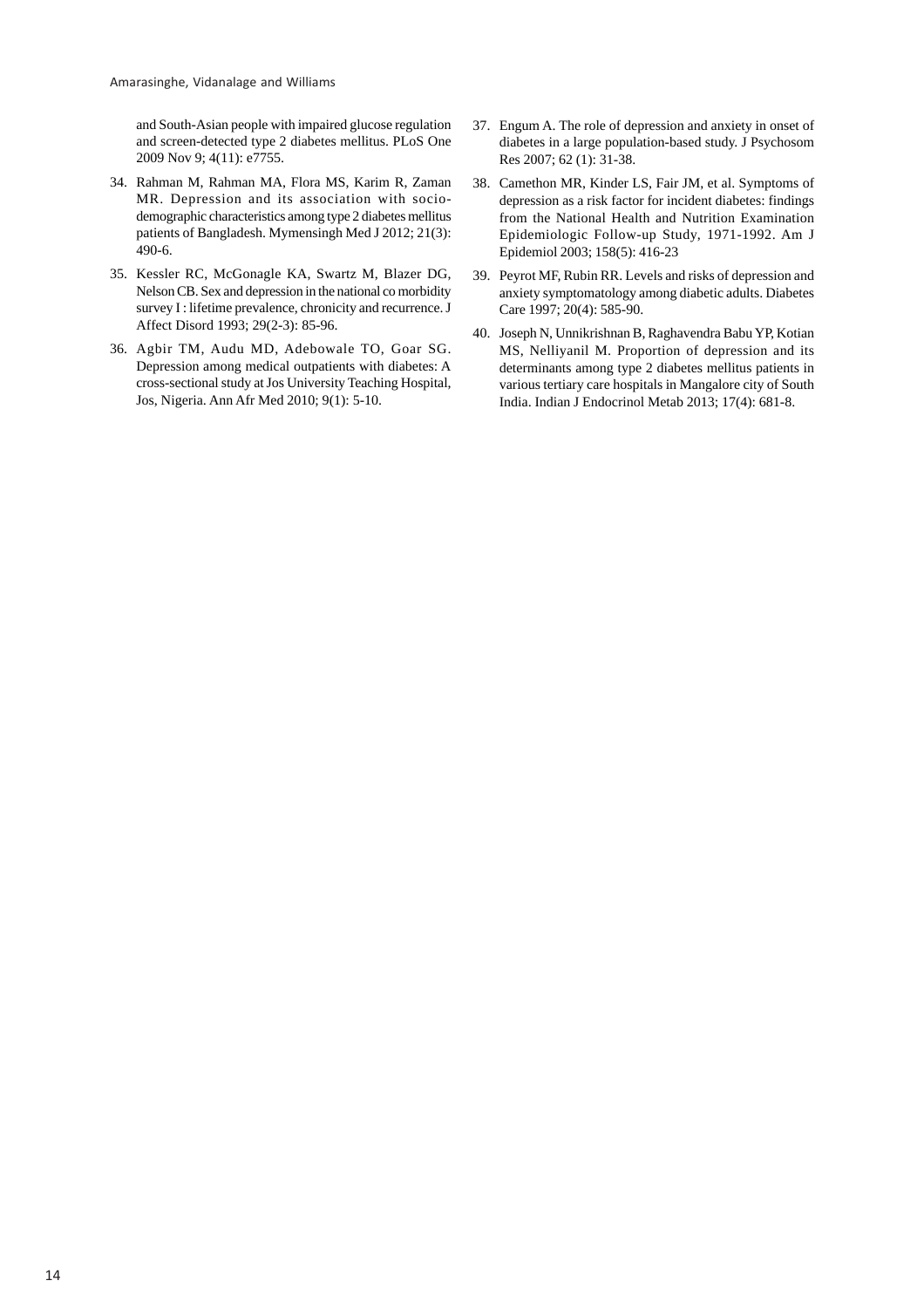and South-Asian people with impaired glucose regulation and screen-detected type 2 diabetes mellitus. PLoS One 2009 Nov 9; 4(11): e7755.

34. Rahman M, Rahman MA, Flora MS, Karim R, Zaman MR. Depression and its association with socio-demographic characteristics among type 2 diabetes mellitus patients of Bangladesh. Mymensingh Med J 2012; 21(3): 490-6.

35. Kessler RC, McGonagle KA, Swartz M, Blazer DG, Nelson CB. Sex and depression in the national co morbidity survey I : lifetime prevalence, chronicity and recurrence. J Affect Disord 1993; 29(2-3): 85-96.

36. Agbir TM, Audu MD, Adebowale TO, Goar SG. Depression among medical outpatients with diabetes: A cross-sectional study at Jos University Teaching Hospital, Jos, Nigeria. Ann Afr Med 2010; 9(1): 5-10.

37. Engum A. The role of depression and anxiety in onset of diabetes in a large population-based study. J Psychosom Res 2007; 62 (1): 31-38.

38. Carnethon MR, Kinder LS, Fair JM, et al. Symptoms of depression as a risk factor for incident diabetes: findings from the National Health and Nutrition Examination Epidemiologic Follow-up Study, 1971-1992. Am J Epidemiol 2003; 158(5): 416-23

39. Peyrot MF, Rubin RR. Levels and risks of depression and anxiety symptomatology among diabetic adults. Diabetes Care 1997; 20(4): 585-90.

40. Joseph N, Unnikrishnan B, Raghavendra Babu YP, Kotian MS, Nelliyanil M. Proportion of depression and its determinants among type 2 diabetes mellitus patients in various tertiary care hospitals in Mangalore city of South India. Indian J Endocrinol Metab 2013; 17(4): 681-8.